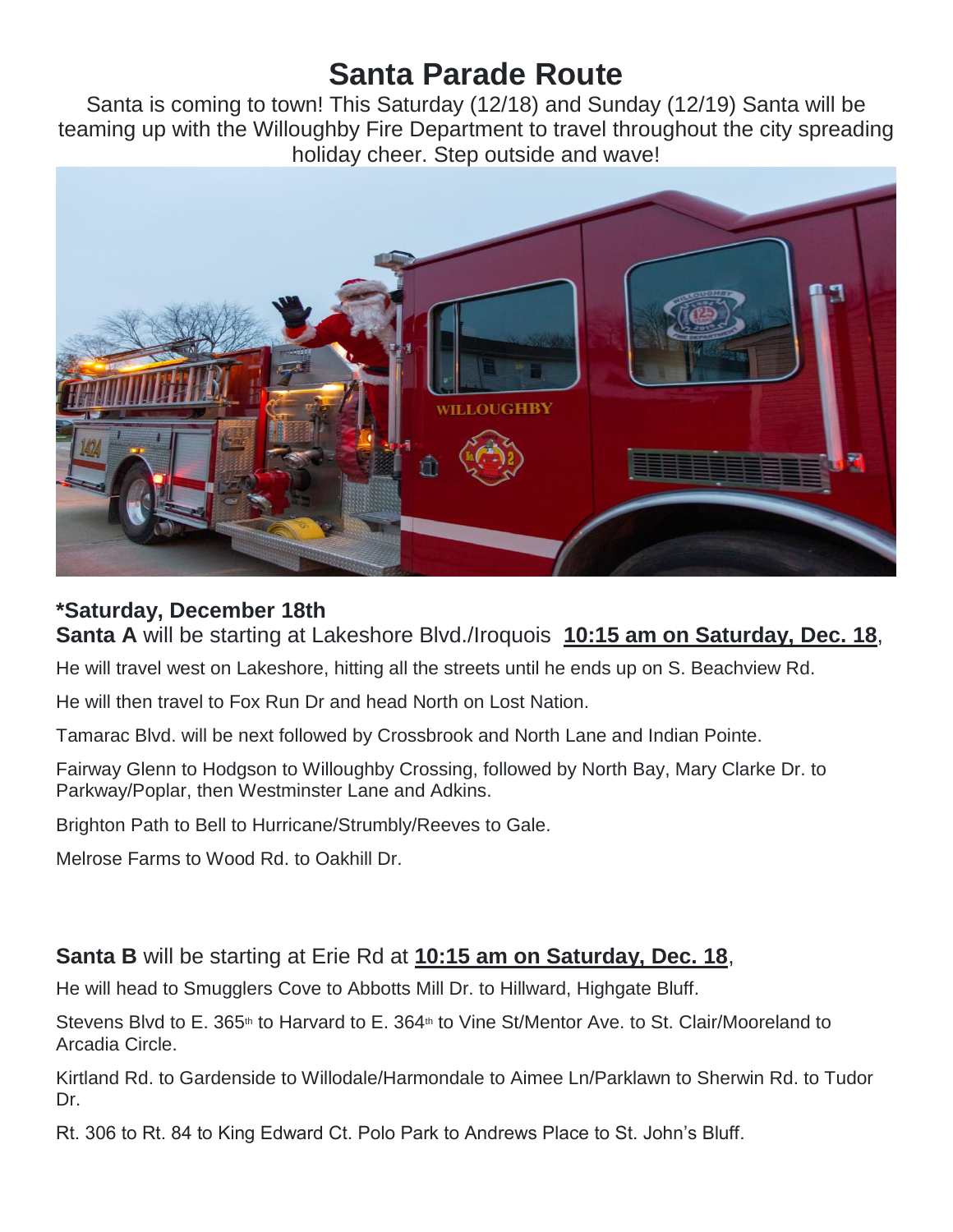# Santa Parade Route

Santa is coming to town! This Saturday (12/18) and Sunday (12/19) Santa will be teaming up with the Willoughby Fire Department to travel throughout the city spreading holiday cheer. Step outside and wave!

### *Saturday, December 18th

**Santa A** will be starting at Lakeshore Blvd./Iroquois **10:15 am on Saturday, Dec. 18**,

He will travel west on Lakeshore, hitting all the streets until he ends up on S. Beachview Rd.

He will then travel to Fox Run Dr and head North on Lost Nation.

Tamarac Blvd. will be next followed by Crossbrook and North Lane and Indian Pointe.

Fairway Glenn to Hodgson to Willoughby Crossing, followed by North Bay, Mary Clarke Dr. to Parkway/Poplar, then Westminster Lane and Adkins.

Brighton Path to Bell to Hurricane/Strumbly/Reeves to Gale.

Melrose Farms to Wood Rd. to Oakhill Dr.

**Santa B** will be starting at Erie Rd at **10:15 am on Saturday, Dec. 18**,

He will head to Smugglers Cove to Abbotts Mill Dr. to Hillward, Highgate Bluff.

Stevens Blvd to E. 365th to Harvard to E. 364th to Vine St/Mentor Ave. to St. Clair/Mooreland to Arcadia Circle.

Kirtland Rd. to Gardenside to Willodale/Harmondale to Aimee Ln/Parklawn to Sherwin Rd. to Tudor Dr.

Rt. 306 to Rt. 84 to King Edward Ct. Polo Park to Andrews Place to St. John's Bluff.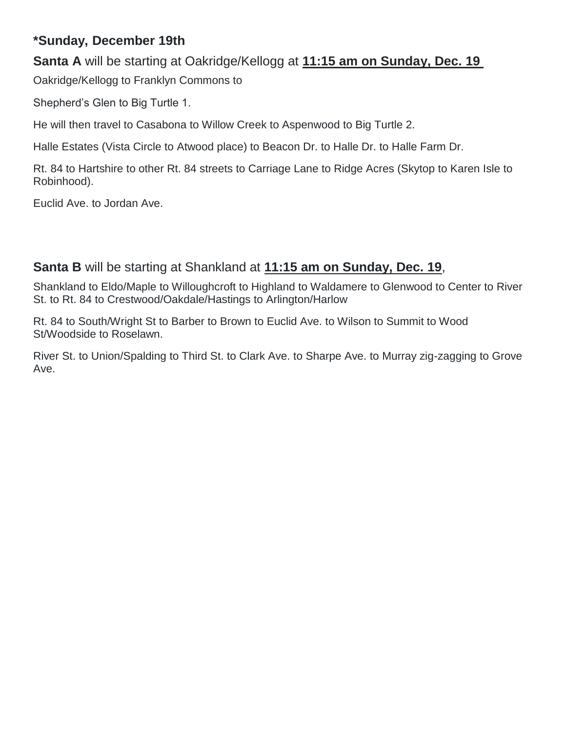### *Sunday, December 19th

**Santa A** will be starting at Oakridge/Kellogg at **11:15 am on Sunday, Dec. 19**

Oakridge/Kellogg to Franklyn Commons to

Shepherd's Glen to Big Turtle 1.

He will then travel to Casabona to Willow Creek to Aspenwood to Big Turtle 2.

Halle Estates (Vista Circle to Atwood place) to Beacon Dr. to Halle Dr. to Halle Farm Dr.

Rt. 84 to Hartshire to other Rt. 84 streets to Carriage Lane to Ridge Acres (Skytop to Karen Isle to Robinhood).

Euclid Ave. to Jordan Ave.

**Santa B** will be starting at Shankland at **11:15 am on Sunday, Dec. 19**,

Shankland to Eldo/Maple to Willoughcroft to Highland to Waldamere to Glenwood to Center to River St. to Rt. 84 to Crestwood/Oakdale/Hastings to Arlington/Harlow

Rt. 84 to South/Wright St to Barber to Brown to Euclid Ave. to Wilson to Summit to Wood St/Woodside to Roselawn.

River St. to Union/Spalding to Third St. to Clark Ave. to Sharpe Ave. to Murray zig-zagging to Grove Ave.